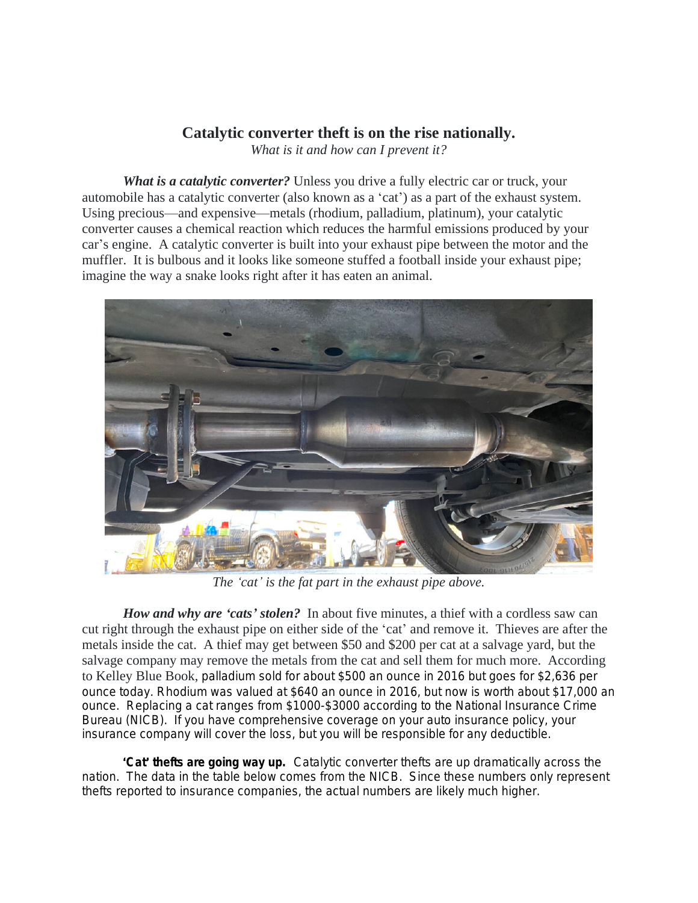# Catalytic converter theft is on the rise nationally.

*What is it and how can I prevent it?*

***What is a catalytic converter?*** Unless you drive a fully electric car or truck, your automobile has a catalytic converter (also known as a 'cat') as a part of the exhaust system. Using precious—and expensive—metals (rhodium, palladium, platinum), your catalytic converter causes a chemical reaction which reduces the harmful emissions produced by your car's engine. A catalytic converter is built into your exhaust pipe between the motor and the muffler. It is bulbous and it looks like someone stuffed a football inside your exhaust pipe; imagine the way a snake looks right after it has eaten an animal.

*The 'cat' is the fat part in the exhaust pipe above.*

***How and why are 'cats' stolen?*** In about five minutes, a thief with a cordless saw can cut right through the exhaust pipe on either side of the 'cat' and remove it. Thieves are after the metals inside the cat. A thief may get between $50 and $200 per cat at a salvage yard, but the salvage company may remove the metals from the cat and sell them for much more. According to Kelley Blue Book, palladium sold for about $500 an ounce in 2016 but goes for $2,636 per ounce today. Rhodium was valued at $640 an ounce in 2016, but now is worth about $17,000 an ounce. Replacing a cat ranges from $1000-$3000 according to the National Insurance Crime Bureau (NICB). If you have comprehensive coverage on your auto insurance policy, your insurance company will cover the loss, but you will be responsible for any deductible.

**'Cat' thefts are going way up.** Catalytic converter thefts are up dramatically across the nation. The data in the table below comes from the NICB. Since these numbers only represent thefts reported to insurance companies, the actual numbers are likely much higher.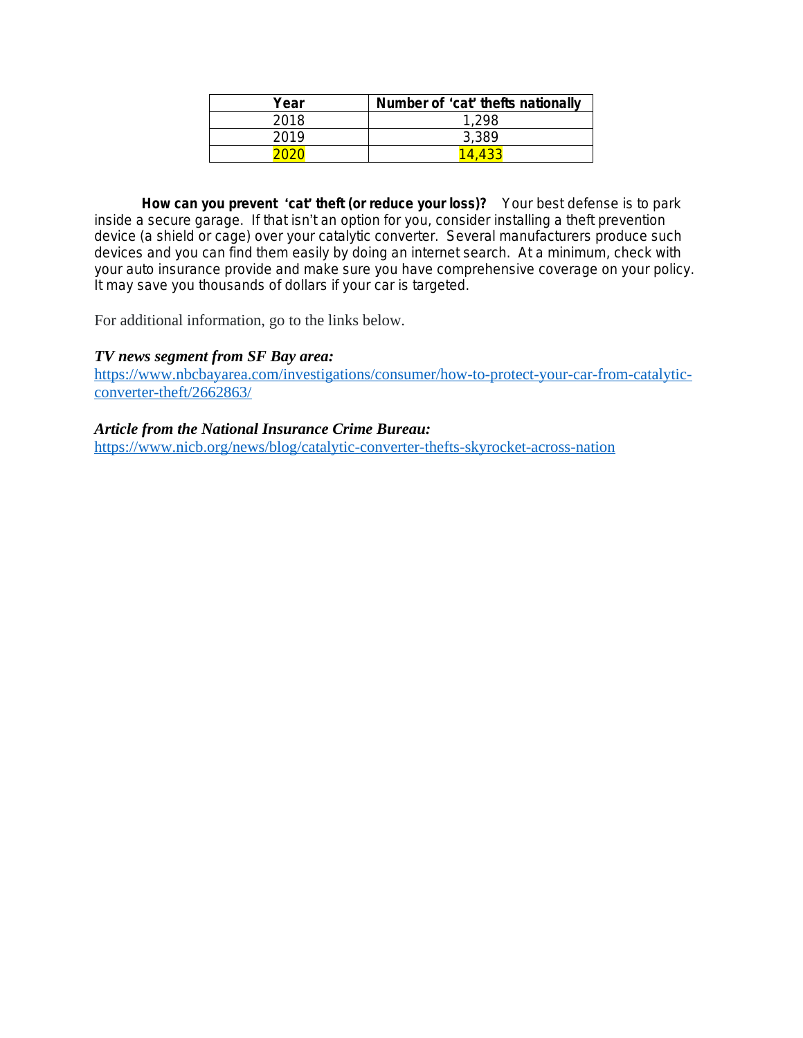| Year | Number of 'cat' thefts nationally |
| --- | --- |
| 2018 | 1,298 |
| 2019 | 3,389 |
| 2020 | 14,433 |

**How can you prevent 'cat' theft (or reduce your loss)?** Your best defense is to park inside a secure garage. If that isn't an option for you, consider installing a theft prevention device (a shield or cage) over your catalytic converter. Several manufacturers produce such devices and you can find them easily by doing an internet search. At a minimum, check with your auto insurance provide and make sure you have comprehensive coverage on your policy. It may save you thousands of dollars if your car is targeted.

For additional information, go to the links below.

***TV news segment from SF Bay area:***
https://www.nbcbayarea.com/investigations/consumer/how-to-protect-your-car-from-catalytic-converter-theft/2662863/

***Article from the National Insurance Crime Bureau:***
https://www.nicb.org/news/blog/catalytic-converter-thefts-skyrocket-across-nation